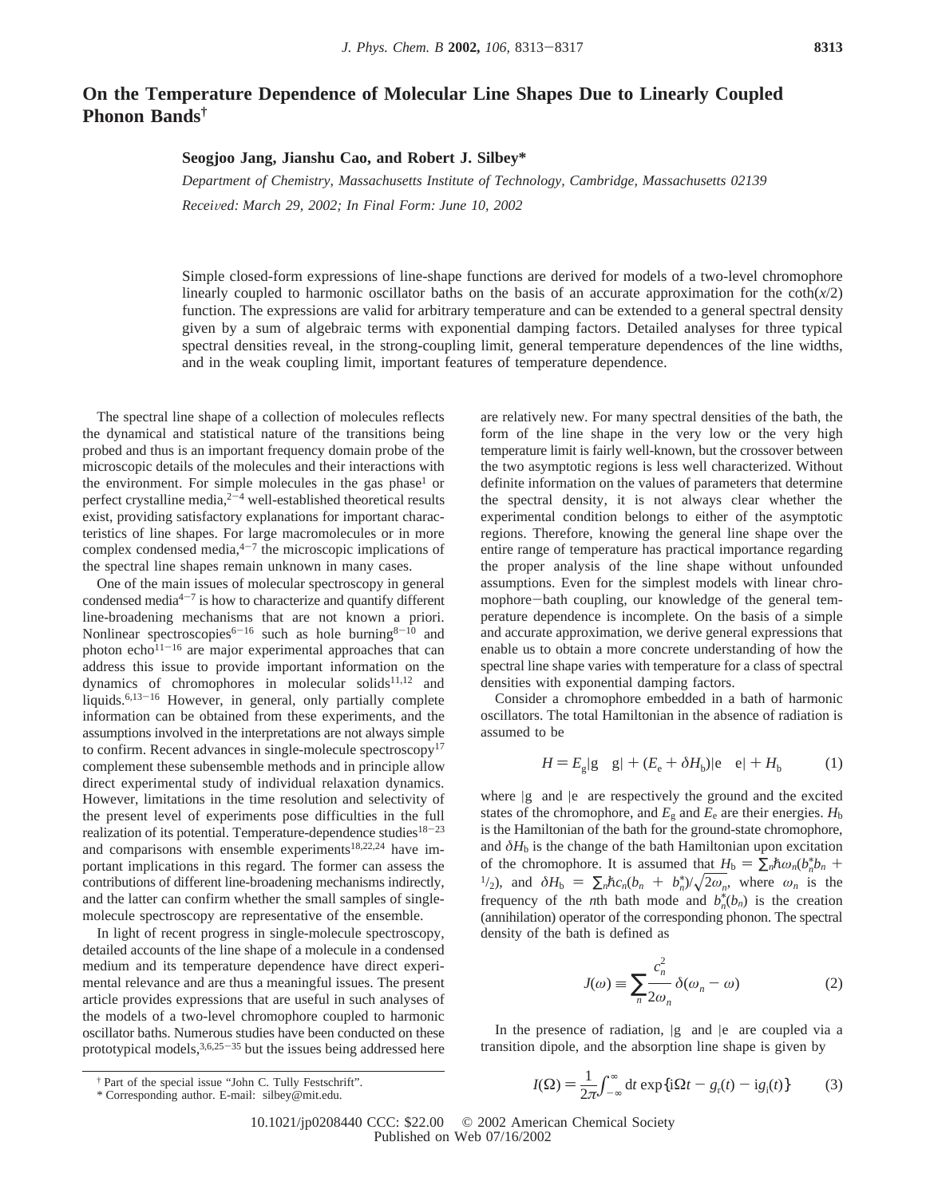# On the Temperature Dependence of Molecular Line Shapes Due to Linearly Coupled Phonon Bands[†]

**Seogjoo Jang, Jianshu Cao, and Robert J. Silbey***

*Department of Chemistry, Massachusetts Institute of Technology, Cambridge, Massachusetts 02139*

*Received: March 29, 2002; In Final Form: June 10, 2002*

Simple closed-form expressions of line-shape functions are derived for models of a two-level chromophore linearly coupled to harmonic oscillator baths on the basis of an accurate approximation for the coth($x$/2) function. The expressions are valid for arbitrary temperature and can be extended to a general spectral density given by a sum of algebraic terms with exponential damping factors. Detailed analyses for three typical spectral densities reveal, in the strong-coupling limit, general temperature dependences of the line widths, and in the weak coupling limit, important features of temperature dependence.

The spectral line shape of a collection of molecules reflects the dynamical and statistical nature of the transitions being probed and thus is an important frequency domain probe of the microscopic details of the molecules and their interactions with the environment. For simple molecules in the gas phase[1] or perfect crystalline media,[2-4] well-established theoretical results exist, providing satisfactory explanations for important characteristics of line shapes. For large macromolecules or in more complex condensed media,[4-7] the microscopic implications of the spectral line shapes remain unknown in many cases.

One of the main issues of molecular spectroscopy in general condensed media[4-7] is how to characterize and quantify different line-broadening mechanisms that are not known a priori. Nonlinear spectroscopies[6-16] such as hole burning[8-10] and photon echo[11-16] are major experimental approaches that can address this issue to provide important information on the dynamics of chromophores in molecular solids[11,12] and liquids.[6,13-16] However, in general, only partially complete information can be obtained from these experiments, and the assumptions involved in the interpretations are not always simple to confirm. Recent advances in single-molecule spectroscopy[17] complement these subensemble methods and in principle allow direct experimental study of individual relaxation dynamics. However, limitations in the time resolution and selectivity of the present level of experiments pose difficulties in the full realization of its potential. Temperature-dependence studies[18-23] and comparisons with ensemble experiments[18,22,24] have important implications in this regard. The former can assess the contributions of different line-broadening mechanisms indirectly, and the latter can confirm whether the small samples of single-molecule spectroscopy are representative of the ensemble.

In light of recent progress in single-molecule spectroscopy, detailed accounts of the line shape of a molecule in a condensed medium and its temperature dependence have direct experimental relevance and are thus a meaningful issues. The present article provides expressions that are useful in such analyses of the models of a two-level chromophore coupled to harmonic oscillator baths. Numerous studies have been conducted on these prototypical models,[3,6,25-35] but the issues being addressed here are relatively new. For many spectral densities of the bath, the form of the line shape in the very low or the very high temperature limit is fairly well-known, but the crossover between the two asymptotic regions is less well characterized. Without definite information on the values of parameters that determine the spectral density, it is not always clear whether the experimental condition belongs to either of the asymptotic regions. Therefore, knowing the general line shape over the entire range of temperature has practical importance regarding the proper analysis of the line shape without unfounded assumptions. Even for the simplest models with linear chromophore–bath coupling, our knowledge of the general temperature dependence is incomplete. On the basis of a simple and accurate approximation, we derive general expressions that enable us to obtain a more concrete understanding of how the spectral line shape varies with temperature for a class of spectral densities with exponential damping factors.

Consider a chromophore embedded in a bath of harmonic oscillators. The total Hamiltonian in the absence of radiation is assumed to be

$$H = E_g|g\rangle\langle g| + (E_e + \delta H_b)|e\rangle\langle e| + H_b \tag{1}$$

where $|g\rangle$ and $|e\rangle$ are respectively the ground and the excited states of the chromophore, and $E_g$ and $E_e$ are their energies. $H_b$ is the Hamiltonian of the bath for the ground-state chromophore, and $\delta H_b$ is the change of the bath Hamiltonian upon excitation of the chromophore. It is assumed that $H_b = \sum_n \hbar\omega_n(b_n^* b_n + {}^1/_2)$, and $\delta H_b = \sum_n \hbar c_n(b_n + b_n^*)/\sqrt{2\omega_n}$, where $\omega_n$ is the frequency of the $n$th bath mode and $b_n^*(b_n)$ is the creation (annihilation) operator of the corresponding phonon. The spectral density of the bath is defined as

$$J(\omega) \equiv \sum_n \frac{c_n^2}{2\omega_n}\delta(\omega_n - \omega) \tag{2}$$

In the presence of radiation, $|g\rangle$ and $|e\rangle$ are coupled via a transition dipole, and the absorption line shape is given by

$$I(\Omega) = \frac{1}{2\pi}\int_{-\infty}^{\infty} dt \exp\{i\Omega t - g_r(t) - ig_i(t)\} \tag{3}$$

[†] Part of the special issue "John C. Tully Festschrift".

\* Corresponding author. E-mail: silbey@mit.edu.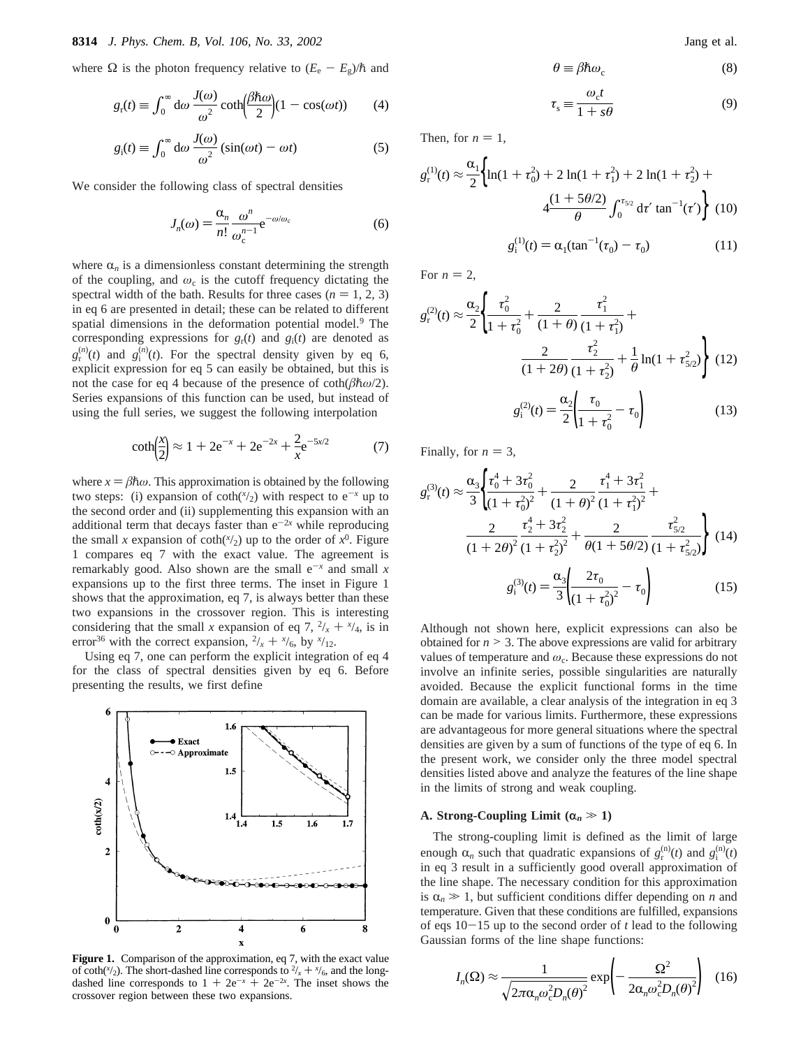where $\Omega$ is the photon frequency relative to $(E_e - E_g)/\hbar$ and

$$g_r(t) \equiv \int_0^\infty d\omega \, \frac{J(\omega)}{\omega^2} \coth\left(\frac{\beta\hbar\omega}{2}\right)(1 - \cos(\omega t)) \tag{4}$$

$$g_i(t) \equiv \int_0^\infty d\omega \, \frac{J(\omega)}{\omega^2} (\sin(\omega t) - \omega t) \tag{5}$$

We consider the following class of spectral densities

$$J_n(\omega) = \frac{\alpha_n}{n!} \frac{\omega^n}{\omega_c^{n-1}} e^{-\omega/\omega_c} \tag{6}$$

where $\alpha_n$ is a dimensionless constant determining the strength of the coupling, and $\omega_c$ is the cutoff frequency dictating the spectral width of the bath. Results for three cases ($n = 1, 2, 3$) in eq 6 are presented in detail; these can be related to different spatial dimensions in the deformation potential model.[9] The corresponding expressions for $g_r(t)$ and $g_i(t)$ are denoted as $g_r^{(n)}(t)$ and $g_i^{(n)}(t)$. For the spectral density given by eq 6, explicit expression for eq 5 can easily be obtained, but this is not the case for eq 4 because of the presence of $\coth(\beta\hbar\omega/2)$. Series expansions of this function can be used, but instead of using the full series, we suggest the following interpolation

$$\coth\left(\frac{x}{2}\right) \approx 1 + 2e^{-x} + 2e^{-2x} + \frac{2}{x}e^{-5x/2} \tag{7}$$

where $x = \beta\hbar\omega$. This approximation is obtained by the following two steps: (i) expansion of $\coth(x/2)$ with respect to $e^{-x}$ up to the second order and (ii) supplementing this expansion with an additional term that decays faster than $e^{-2x}$ while reproducing the small $x$ expansion of $\coth(x/2)$ up to the order of $x^0$. Figure 1 compares eq 7 with the exact value. The agreement is remarkably good. Also shown are the small $e^{-x}$ and small $x$ expansions up to the first three terms. The inset in Figure 1 shows that the approximation, eq 7, is always better than these two expansions in the crossover region. This is interesting considering that the small $x$ expansion of eq 7, $2/x + x/4$, is in error[36] with the correct expansion, $2/x + x/6$, by $x/12$.

Using eq 7, one can perform the explicit integration of eq 4 for the class of spectral densities given by eq 6. Before presenting the results, we first define

**Figure 1.** Comparison of the approximation, eq 7, with the exact value of $\coth(x/2)$. The short-dashed line corresponds to $2/x + x/6$, and the long-dashed line corresponds to $1 + 2e^{-x} + 2e^{-2x}$. The inset shows the crossover region between these two expansions.

$$\theta \equiv \beta\hbar\omega_c \tag{8}$$

$$\tau_s \equiv \frac{\omega_c t}{1 + s\theta} \tag{9}$$

Then, for $n = 1$,

$$g_r^{(1)}(t) \approx \frac{\alpha_1}{2}\left\{\ln(1 + \tau_0^2) + 2\ln(1 + \tau_1^2) + 2\ln(1 + \tau_2^2) + 4\frac{(1 + 5\theta/2)}{\theta}\int_0^{\tau_{5/2}} d\tau' \tan^{-1}(\tau')\right\} \tag{10}$$

$$g_i^{(1)}(t) = \alpha_1(\tan^{-1}(\tau_0) - \tau_0) \tag{11}$$

For $n = 2$,

$$g_r^{(2)}(t) \approx \frac{\alpha_2}{2}\left\{\frac{\tau_0^2}{1 + \tau_0^2} + \frac{2}{(1 + \theta)}\frac{\tau_1^2}{(1 + \tau_1^2)} + \frac{2}{(1 + 2\theta)}\frac{\tau_2^2}{(1 + \tau_2^2)} + \frac{1}{\theta}\ln(1 + \tau_{5/2}^2)\right\} \tag{12}$$

$$g_i^{(2)}(t) = \frac{\alpha_2}{2}\left(\frac{\tau_0}{1 + \tau_0^2} - \tau_0\right) \tag{13}$$

Finally, for $n = 3$,

$$g_r^{(3)}(t) \approx \frac{\alpha_3}{3}\left\{\frac{\tau_0^4 + 3\tau_0^2}{(1 + \tau_0^2)^2} + \frac{2}{(1 + \theta)^2}\frac{\tau_1^4 + 3\tau_1^2}{(1 + \tau_1^2)^2} + \frac{2}{(1 + 2\theta)^2}\frac{\tau_2^4 + 3\tau_2^2}{(1 + \tau_2^2)^2} + \frac{2}{\theta(1 + 5\theta/2)}\frac{\tau_{5/2}^2}{(1 + \tau_{5/2}^2)}\right\} \tag{14}$$

$$g_i^{(3)}(t) = \frac{\alpha_3}{3}\left(\frac{2\tau_0}{(1 + \tau_0^2)^2} - \tau_0\right) \tag{15}$$

Although not shown here, explicit expressions can also be obtained for $n > 3$. The above expressions are valid for arbitrary values of temperature and $\omega_c$. Because these expressions do not involve an infinite series, possible singularities are naturally avoided. Because the explicit functional forms in the time domain are available, a clear analysis of the integration in eq 3 can be made for various limits. Furthermore, these expressions are advantageous for more general situations where the spectral densities are given by a sum of functions of the type of eq 6. In the present work, we consider only the three model spectral densities listed above and analyze the features of the line shape in the limits of strong and weak coupling.

### A. Strong-Coupling Limit ($\alpha_n \gg 1$)

The strong-coupling limit is defined as the limit of large enough $\alpha_n$ such that quadratic expansions of $g_r^{(n)}(t)$ and $g_i^{(n)}(t)$ in eq 3 result in a sufficiently good overall approximation of the line shape. The necessary condition for this approximation is $\alpha_n \gg 1$, but sufficient conditions differ depending on $n$ and temperature. Given that these conditions are fulfilled, expansions of eqs 10–15 up to the second order of $t$ lead to the following Gaussian forms of the line shape functions:

$$I_n(\Omega) \approx \frac{1}{\sqrt{2\pi\alpha_n\omega_c^2 D_n(\theta)^2}} \exp\left(-\frac{\Omega^2}{2\alpha_n\omega_c^2 D_n(\theta)^2}\right) \tag{16}$$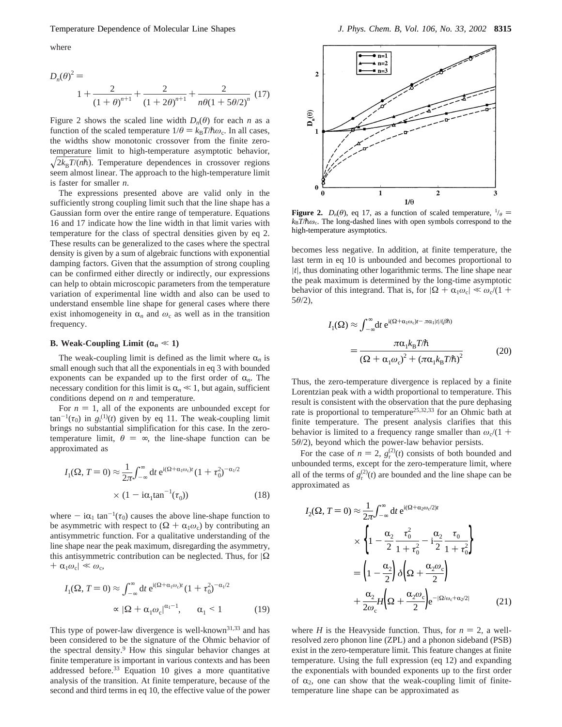where

$$D_n(\theta)^2 = 1 + \frac{2}{(1+\theta)^{n+1}} + \frac{2}{(1+2\theta)^{n+1}} + \frac{2}{n\theta(1+5\theta/2)^n} \quad (17)$$

Figure 2 shows the scaled line width $D_n(\theta)$ for each $n$ as a function of the scaled temperature $1/\theta = k_BT/\hbar\omega_c$. In all cases, the widths show monotonic crossover from the finite zero-temperature limit to high-temperature asymptotic behavior, $\sqrt{2k_BT/(n\hbar)}$. Temperature dependences in crossover regions seem almost linear. The approach to the high-temperature limit is faster for smaller $n$.

The expressions presented above are valid only in the sufficiently strong coupling limit such that the line shape has a Gaussian form over the entire range of temperature. Equations 16 and 17 indicate how the line width in that limit varies with temperature for the class of spectral densities given by eq 2. These results can be generalized to the cases where the spectral density is given by a sum of algebraic functions with exponential damping factors. Given that the assumption of strong coupling can be confirmed either directly or indirectly, our expressions can help to obtain microscopic parameters from the temperature variation of experimental line width and also can be used to understand ensemble line shape for general cases where there exist inhomogeneity in $\alpha_n$ and $\omega_c$ as well as in the transition frequency.

### B. Weak-Coupling Limit ($\alpha_n \ll 1$)

The weak-coupling limit is defined as the limit where $\alpha_n$ is small enough such that all the exponentials in eq 3 with bounded exponents can be expanded up to the first order of $\alpha_n$. The necessary condition for this limit is $\alpha_n \ll 1$, but again, sufficient conditions depend on $n$ and temperature.

For $n = 1$, all of the exponents are unbounded except for $\tan^{-1}(\tau_0)$ in $g_i^{(1)}(t)$ given by eq 11. The weak-coupling limit brings no substantial simplification for this case. In the zero-temperature limit, $\theta = \infty$, the line-shape function can be approximated as

$$I_1(\Omega, T=0) \approx \frac{1}{2\pi}\int_{-\infty}^{\infty} dt\, e^{i(\Omega+\alpha_1\omega_c)t}(1+\tau_0^2)^{-\alpha_1/2} \times (1 - i\alpha_1 \tan^{-1}(\tau_0)) \quad (18)$$

where $-i\alpha_1 \tan^{-1}(\tau_0)$ causes the above line-shape function to be asymmetric with respect to $(\Omega + \alpha_1\omega_c)$ by contributing an antisymmetric function. For a qualitative understanding of the line shape near the peak maximum, disregarding the asymmetry, this antisymmetric contribution can be neglected. Thus, for $|\Omega + \alpha_1\omega_c| \ll \omega_c$,

$$I_1(\Omega, T=0) \approx \int_{-\infty}^{\infty} dt\, e^{i(\Omega+\alpha_1\omega_c)t}(1+\tau_0^2)^{-\alpha_1/2} \propto |\Omega + \alpha_1\omega_c|^{\alpha_1-1}, \qquad \alpha_1 < 1 \quad (19)$$

This type of power-law divergence is well-known[31,33] and has been considered to be the signature of the Ohmic behavior of the spectral density.[9] How this singular behavior changes at finite temperature is important in various contexts and has been addressed before.[33] Equation 10 gives a more quantitative analysis of the transition. At finite temperature, because of the second and third terms in eq 10, the effective value of the power becomes less negative. In addition, at finite temperature, the last term in eq 10 is unbounded and becomes proportional to $|t|$, thus dominating other logarithmic terms. The line shape near the peak maximum is determined by the long-time asymptotic behavior of this integrand. That is, for $|\Omega + \alpha_1\omega_c| \ll \omega_c/(1 + 5\theta/2)$,

$$I_1(\Omega) \approx \int_{-\infty}^{\infty} dt\, e^{i(\Omega+\alpha_1\omega_c)t - \pi\alpha_1|t|/(\beta\hbar)} = \frac{\pi\alpha_1 k_BT/\hbar}{(\Omega + \alpha_1\omega_c)^2 + (\pi\alpha_1 k_BT/\hbar)^2} \quad (20)$$

Thus, the zero-temperature divergence is replaced by a finite Lorentzian peak with a width proportional to temperature. This result is consistent with the observation that the pure dephasing rate is proportional to temperature[25,32,33] for an Ohmic bath at finite temperature. The present analysis clarifies that this behavior is limited to a frequency range smaller than $\omega_c/(1 + 5\theta/2)$, beyond which the power-law behavior persists.

For the case of $n = 2$, $g_r^{(2)}(t)$ consists of both bounded and unbounded terms, except for the zero-temperature limit, where all of the terms of $g_r^{(2)}(t)$ are bounded and the line shape can be approximated as

$$\begin{aligned} I_2(\Omega, T=0) &\approx \frac{1}{2\pi}\int_{-\infty}^{\infty} dt\, e^{i(\Omega+\alpha_2\omega_c/2)t} \times \left\{1 - \frac{\alpha_2}{2}\frac{\tau_0^2}{1+\tau_0^2} - i\frac{\alpha_2}{2}\frac{\tau_0}{1+\tau_0^2}\right\} \\ &= \left(1 - \frac{\alpha_2}{2}\right)\delta\left(\Omega + \frac{\alpha_2\omega_c}{2}\right) + \frac{\alpha_2}{2\omega_c}H\left(\Omega + \frac{\alpha_2\omega_c}{2}\right)e^{-|\Omega/\omega_c + \alpha_2/2|} \end{aligned} \quad (21)$$

where $H$ is the Heavyside function. Thus, for $n = 2$, a well-resolved zero phonon line (ZPL) and a phonon sideband (PSB) exist in the zero-temperature limit. This feature changes at finite temperature. Using the full expression (eq 12) and expanding the exponentials with bounded exponents up to the first order of $\alpha_2$, one can show that the weak-coupling limit of finite-temperature line shape can be approximated as

**Figure 2.** $D_n(\theta)$, eq 17, as a function of scaled temperature, $1/\theta = k_BT/\hbar\omega_c$. The long-dashed lines with open symbols correspond to the high-temperature asymptotics.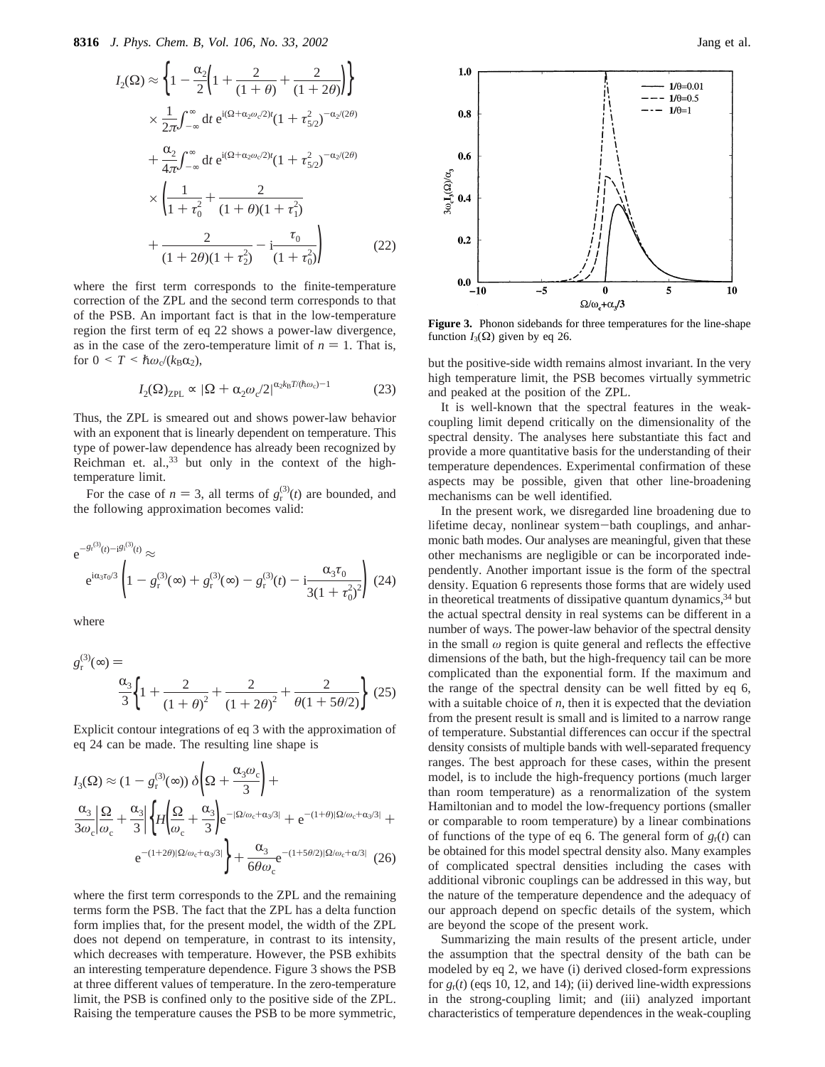$$I_2(\Omega) \approx \left\{1 - \frac{\alpha_2}{2}\left(1 + \frac{2}{(1+\theta)} + \frac{2}{(1+2\theta)}\right)\right\}$$
$$\times \frac{1}{2\pi}\int_{-\infty}^{\infty} dt\, e^{i(\Omega+\alpha_2\omega_c/2)t}(1+\tau_{5/2}^2)^{-\alpha_2/(2\theta)}$$
$$+ \frac{\alpha_2}{4\pi}\int_{-\infty}^{\infty} dt\, e^{i(\Omega+\alpha_2\omega_c/2)t}(1+\tau_{5/2}^2)^{-\alpha_2/(2\theta)}$$
$$\times \left(\frac{1}{1+\tau_0^2} + \frac{2}{(1+\theta)(1+\tau_1^2)} + \frac{2}{(1+2\theta)(1+\tau_2^2)} - i\frac{\tau_0}{(1+\tau_0^2)}\right) \quad (22)$$

where the first term corresponds to the finite-temperature correction of the ZPL and the second term corresponds to that of the PSB. An important fact is that in the low-temperature region the first term of eq 22 shows a power-law divergence, as in the case of the zero-temperature limit of $n = 1$. That is, for $0 < T < \hbar\omega_c/(k_B\alpha_2)$,

$$I_2(\Omega)_{\rm ZPL} \propto |\Omega + \alpha_2\omega_c/2|^{\alpha_2 k_B T/(\hbar\omega_c)-1} \quad (23)$$

Thus, the ZPL is smeared out and shows power-law behavior with an exponent that is linearly dependent on temperature. This type of power-law dependence has already been recognized by Reichman et. al.,[33] but only in the context of the high-temperature limit.

For the case of $n = 3$, all terms of $g_r^{(3)}(t)$ are bounded, and the following approximation becomes valid:

$$e^{-g_r^{(3)}(t)-ig_i^{(3)}(t)} \approx e^{i\alpha_3\tau_0/3}\left(1 - g_r^{(3)}(\infty) + g_r^{(3)}(\infty) - g_r^{(3)}(t) - i\frac{\alpha_3\tau_0}{3(1+\tau_0^2)^2}\right) \quad (24)$$

where

$$g_r^{(3)}(\infty) = \frac{\alpha_3}{3}\left\{1 + \frac{2}{(1+\theta)^2} + \frac{2}{(1+2\theta)^2} + \frac{2}{\theta(1+5\theta/2)}\right\} \quad (25)$$

Explicit contour integrations of eq 3 with the approximation of eq 24 can be made. The resulting line shape is

$$I_3(\Omega) \approx (1 - g_r^{(3)}(\infty))\,\delta\!\left(\Omega + \frac{\alpha_3\omega_c}{3}\right) + \frac{\alpha_3}{3\omega_c}\left|\frac{\Omega}{\omega_c} + \frac{\alpha_3}{3}\right|\left\{H\!\left(\frac{\Omega}{\omega_c} + \frac{\alpha_3}{3}\right)e^{-|\Omega/\omega_c+\alpha_3/3|} + e^{-(1+\theta)|\Omega/\omega_c+\alpha_3/3|} + e^{-(1+2\theta)|\Omega/\omega_c+\alpha_3/3|}\right\} + \frac{\alpha_3}{6\theta\omega_c}e^{-(1+5\theta/2)|\Omega/\omega_c+\alpha/3|} \quad (26)$$

where the first term corresponds to the ZPL and the remaining terms form the PSB. The fact that the ZPL has a delta function form implies that, for the present model, the width of the ZPL does not depend on temperature, in contrast to its intensity, which decreases with temperature. However, the PSB exhibits an interesting temperature dependence. Figure 3 shows the PSB at three different values of temperature. In the zero-temperature limit, the PSB is confined only to the positive side of the ZPL. Raising the temperature causes the PSB to be more symmetric, but the positive-side width remains almost invariant. In the very high temperature limit, the PSB becomes virtually symmetric and peaked at the position of the ZPL.

**Figure 3.** Phonon sidebands for three temperatures for the line-shape function $I_3(\Omega)$ given by eq 26.

It is well-known that the spectral features in the weak-coupling limit depend critically on the dimensionality of the spectral density. The analyses here substantiate this fact and provide a more quantitative basis for the understanding of their temperature dependences. Experimental confirmation of these aspects may be possible, given that other line-broadening mechanisms can be well identified.

In the present work, we disregarded line broadening due to lifetime decay, nonlinear system-bath couplings, and anharmonic bath modes. Our analyses are meaningful, given that these other mechanisms are negligible or can be incorporated independently. Another important issue is the form of the spectral density. Equation 6 represents those forms that are widely used in theoretical treatments of dissipative quantum dynamics,[34] but the actual spectral density in real systems can be different in a number of ways. The power-law behavior of the spectral density in the small $\omega$ region is quite general and reflects the effective dimensions of the bath, but the high-frequency tail can be more complicated than the exponential form. If the maximum and the range of the spectral density can be well fitted by eq 6, with a suitable choice of $n$, then it is expected that the deviation from the present result is small and is limited to a narrow range of temperature. Substantial differences can occur if the spectral density consists of multiple bands with well-separated frequency ranges. The best approach for these cases, within the present model, is to include the high-frequency portions (much larger than room temperature) as a renormalization of the system Hamiltonian and to model the low-frequency portions (smaller or comparable to room temperature) by a linear combinations of functions of the type of eq 6. The general form of $g_r(t)$ can be obtained for this model spectral density also. Many examples of complicated spectral densities including the cases with additional vibronic couplings can be addressed in this way, but the nature of the temperature dependence and the adequacy of our approach depend on specfic details of the system, which are beyond the scope of the present work.

Summarizing the main results of the present article, under the assumption that the spectral density of the bath can be modeled by eq 2, we have (i) derived closed-form expressions for $g_r(t)$ (eqs 10, 12, and 14); (ii) derived line-width expressions in the strong-coupling limit; and (iii) analyzed important characteristics of temperature dependences in the weak-coupling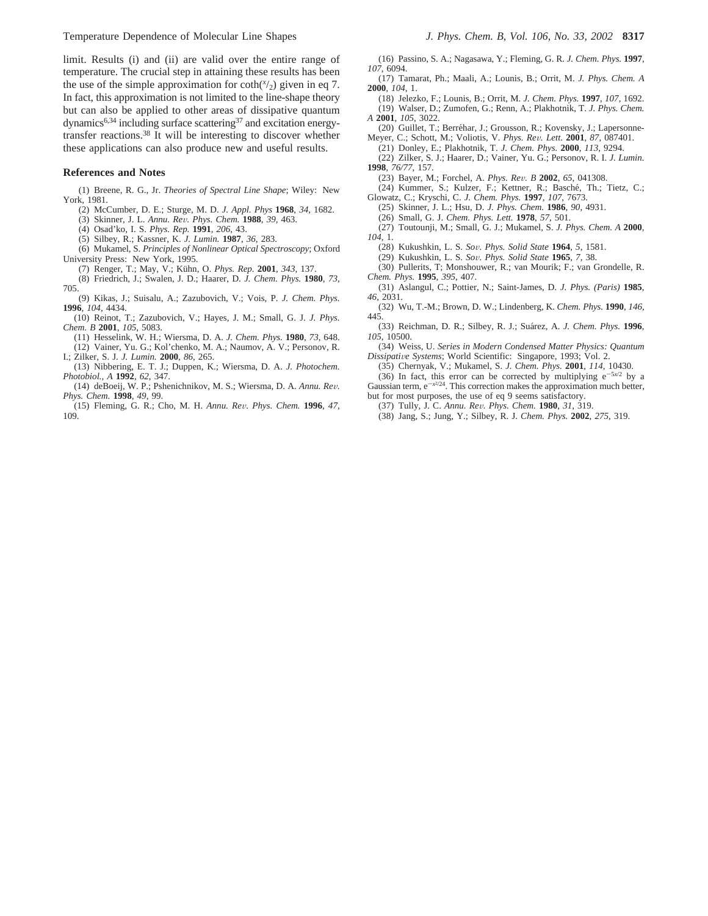limit. Results (i) and (ii) are valid over the entire range of temperature. The crucial step in attaining these results has been the use of the simple approximation for $\coth(^{x}/_{2})$ given in eq 7. In fact, this approximation is not limited to the line-shape theory but can also be applied to other areas of dissipative quantum dynamics[6,34] including surface scattering[37] and excitation energy-transfer reactions.[38] It will be interesting to discover whether these applications can also produce new and useful results.

### References and Notes

(1) Breene, R. G., Jr. *Theories of Spectral Line Shape*; Wiley: New York, 1981.

(2) McCumber, D. E.; Sturge, M. D. *J. Appl. Phys* **1968**, *34*, 1682.

(3) Skinner, J. L. *Annu. Rev. Phys. Chem.* **1988**, *39*, 463.

(4) Osad'ko, I. S. *Phys. Rep.* **1991**, *206*, 43.

(5) Silbey, R.; Kassner, K. *J. Lumin.* **1987**, *36*, 283.

(6) Mukamel, S. *Principles of Nonlinear Optical Spectroscopy*; Oxford University Press: New York, 1995.

(7) Renger, T.; May, V.; Kühn, O. *Phys. Rep.* **2001**, *343*, 137.

(8) Friedrich, J.; Swalen, J. D.; Haarer, D. *J. Chem. Phys.* **1980**, *73*, 705.

(9) Kikas, J.; Suisalu, A.; Zazubovich, V.; Vois, P. *J. Chem. Phys.* **1996**, *104*, 4434.

(10) Reinot, T.; Zazubovich, V.; Hayes, J. M.; Small, G. J. *J. Phys. Chem. B* **2001**, *105*, 5083.

(11) Hesselink, W. H.; Wiersma, D. A. *J. Chem. Phys.* **1980**, *73*, 648.

(12) Vainer, Yu. G.; Kol'chenko, M. A.; Naumov, A. V.; Personov, R. I.; Zilker, S. J. *J. Lumin.* **2000**, *86*, 265.

(13) Nibbering, E. T. J.; Duppen, K.; Wiersma, D. A. *J. Photochem. Photobiol., A* **1992**, *62*, 347.

(14) deBoeij, W. P.; Pshenichnikov, M. S.; Wiersma, D. A. *Annu. Rev. Phys. Chem.* **1998**, *49*, 99.

(15) Fleming, G. R.; Cho, M. H. *Annu. Rev. Phys. Chem.* **1996**, *47*, 109.

(16) Passino, S. A.; Nagasawa, Y.; Fleming, G. R. *J. Chem. Phys.* **1997**, *107*, 6094.

(17) Tamarat, Ph.; Maali, A.; Lounis, B.; Orrit, M. *J. Phys. Chem. A* **2000**, *104*, 1.

(18) Jelezko, F.; Lounis, B.; Orrit, M. *J. Chem. Phys.* **1997**, *107*, 1692.

(19) Walser, D.; Zumofen, G.; Renn, A.; Plakhotnik, T. *J. Phys. Chem. A* **2001**, *105*, 3022.

(20) Guillet, T.; Berréhar, J.; Grousson, R.; Kovensky, J.; Lapersonne-Meyer, C.; Schott, M.; Voliotis, V. *Phys. Rev. Lett.* **2001**, *87*, 087401.

(21) Donley, E.; Plakhotnik, T. *J. Chem. Phys.* **2000**, *113*, 9294.

(22) Zilker, S. J.; Haarer, D.; Vainer, Yu. G.; Personov, R. I. *J. Lumin.* **1998**, *76/77*, 157.

(23) Bayer, M.; Forchel, A. *Phys. Rev. B* **2002**, *65*, 041308.

(24) Kummer, S.; Kulzer, F.; Kettner, R.; Basché, Th.; Tietz, C.; Glowatz, C.; Kryschi, C. *J. Chem. Phys.* **1997**, *107*, 7673.

(25) Skinner, J. L.; Hsu, D. *J. Phys. Chem.* **1986**, *90*, 4931.

(26) Small, G. J. *Chem. Phys. Lett.* **1978**, *57*, 501.

(27) Toutounji, M.; Small, G. J.; Mukamel, S. *J. Phys. Chem. A* **2000**, *104*, 1.

(28) Kukushkin, L. S. *Sov. Phys. Solid State* **1964**, *5*, 1581.

(29) Kukushkin, L. S. *Sov. Phys. Solid State* **1965**, *7*, 38.

(30) Pullerits, T; Monshouwer, R.; van Mourik; F.; van Grondelle, R. *Chem. Phys.* **1995**, *395*, 407.

(31) Aslangul, C.; Pottier, N.; Saint-James, D. *J. Phys. (Paris)* **1985**, *46*, 2031.

(32) Wu, T.-M.; Brown, D. W.; Lindenberg, K. *Chem. Phys.* **1990**, *146*, 445.

(33) Reichman, D. R.; Silbey, R. J.; Suárez, A. *J. Chem. Phys.* **1996**, *105*, 10500.

(34) Weiss, U. *Series in Modern Condensed Matter Physics: Quantum Dissipative Systems*; World Scientific: Singapore, 1993; Vol. 2.

(35) Chernyak, V.; Mukamel, S. *J. Chem. Phys.* **2001**, *114*, 10430.

(36) In fact, this error can be corrected by multiplying $e^{-5x/2}$ by a Gaussian term, $e^{-x^2/24}$. This correction makes the approximation much better, but for most purposes, the use of eq 9 seems satisfactory.

(37) Tully, J. C. *Annu. Rev. Phys. Chem.* **1980**, *31*, 319.

(38) Jang, S.; Jung, Y.; Silbey, R. J. *Chem. Phys.* **2002**, *275*, 319.